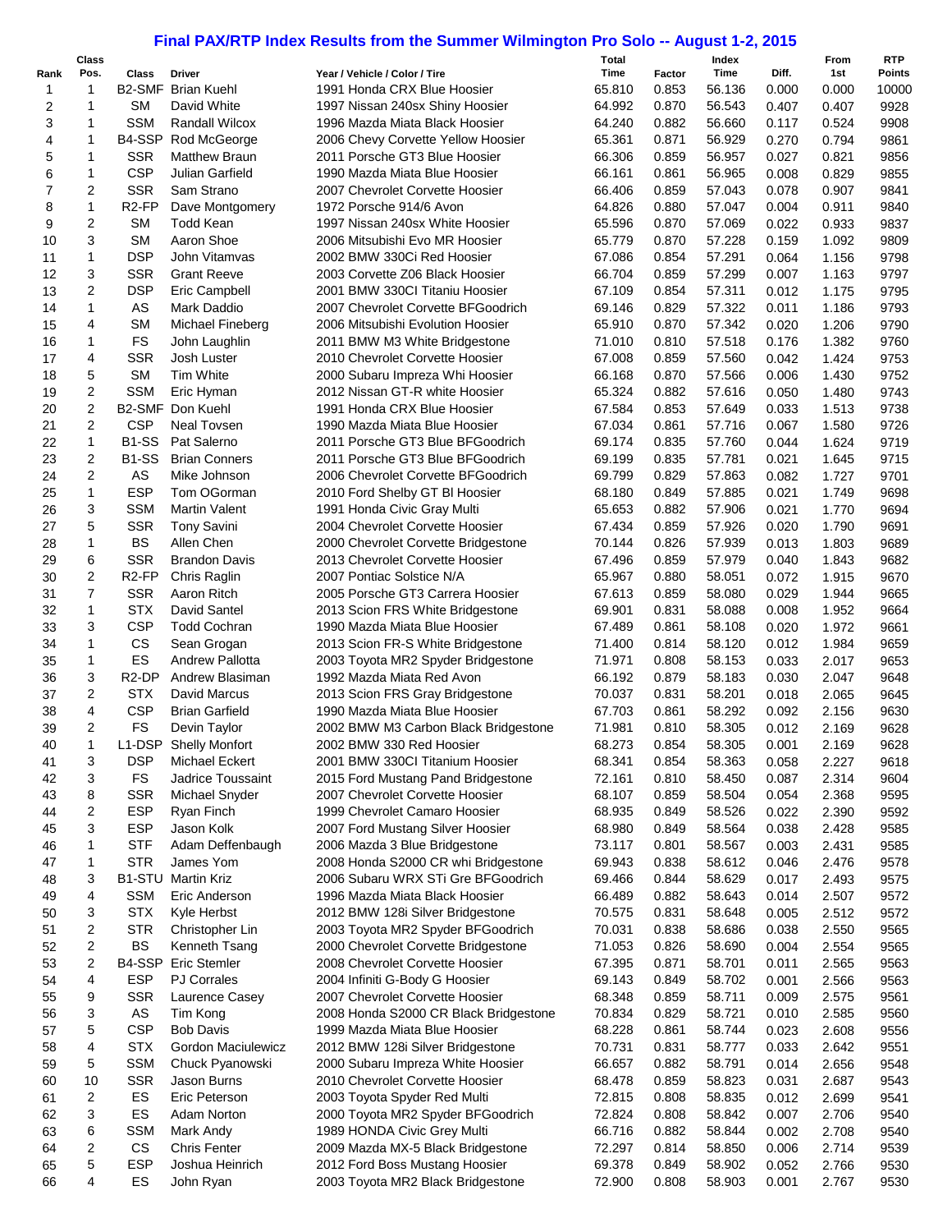# Final PAX/RTP Index Results from the Summer Wilmington Pro Solo -- August 1-2, 2015

| Rank | Class Pos. | Class | Driver | Year / Vehicle / Color / Tire | Total Time | Factor | Index Time | Diff. | From 1st | RTP Points |
|---|---|---|---|---|---|---|---|---|---|---|
| 1 | 1 | B2-SMF | Brian Kuehl | 1991 Honda CRX Blue Hoosier | 65.810 | 0.853 | 56.136 | 0.000 | 0.000 | 10000 |
| 2 | 1 | SM | David White | 1997 Nissan 240sx Shiny Hoosier | 64.992 | 0.870 | 56.543 | 0.407 | 0.407 | 9928 |
| 3 | 1 | SSM | Randall Wilcox | 1996 Mazda Miata Black Hoosier | 64.240 | 0.882 | 56.660 | 0.117 | 0.524 | 9908 |
| 4 | 1 | B4-SSP | Rod McGeorge | 2006 Chevy Corvette Yellow Hoosier | 65.361 | 0.871 | 56.929 | 0.270 | 0.794 | 9861 |
| 5 | 1 | SSR | Matthew Braun | 2011 Porsche GT3 Blue Hoosier | 66.306 | 0.859 | 56.957 | 0.027 | 0.821 | 9856 |
| 6 | 1 | CSP | Julian Garfield | 1990 Mazda Miata Blue Hoosier | 66.161 | 0.861 | 56.965 | 0.008 | 0.829 | 9855 |
| 7 | 2 | SSR | Sam Strano | 2007 Chevrolet Corvette Hoosier | 66.406 | 0.859 | 57.043 | 0.078 | 0.907 | 9841 |
| 8 | 1 | R2-FP | Dave Montgomery | 1972 Porsche 914/6 Avon | 64.826 | 0.880 | 57.047 | 0.004 | 0.911 | 9840 |
| 9 | 2 | SM | Todd Kean | 1997 Nissan 240sx White Hoosier | 65.596 | 0.870 | 57.069 | 0.022 | 0.933 | 9837 |
| 10 | 3 | SM | Aaron Shoe | 2006 Mitsubishi Evo MR Hoosier | 65.779 | 0.870 | 57.228 | 0.159 | 1.092 | 9809 |
| 11 | 1 | DSP | John Vitamvas | 2002 BMW 330Ci Red Hoosier | 67.086 | 0.854 | 57.291 | 0.064 | 1.156 | 9798 |
| 12 | 3 | SSR | Grant Reeve | 2003 Corvette Z06 Black Hoosier | 66.704 | 0.859 | 57.299 | 0.007 | 1.163 | 9797 |
| 13 | 2 | DSP | Eric Campbell | 2001 BMW 330CI Titaniu Hoosier | 67.109 | 0.854 | 57.311 | 0.012 | 1.175 | 9795 |
| 14 | 1 | AS | Mark Daddio | 2007 Chevrolet Corvette BFGoodrich | 69.146 | 0.829 | 57.322 | 0.011 | 1.186 | 9793 |
| 15 | 4 | SM | Michael Fineberg | 2006 Mitsubishi Evolution Hoosier | 65.910 | 0.870 | 57.342 | 0.020 | 1.206 | 9790 |
| 16 | 1 | FS | John Laughlin | 2011 BMW M3 White Bridgestone | 71.010 | 0.810 | 57.518 | 0.176 | 1.382 | 9760 |
| 17 | 4 | SSR | Josh Luster | 2010 Chevrolet Corvette Hoosier | 67.008 | 0.859 | 57.560 | 0.042 | 1.424 | 9753 |
| 18 | 5 | SM | Tim White | 2000 Subaru Impreza Whi Hoosier | 66.168 | 0.870 | 57.566 | 0.006 | 1.430 | 9752 |
| 19 | 2 | SSM | Eric Hyman | 2012 Nissan GT-R white Hoosier | 65.324 | 0.882 | 57.616 | 0.050 | 1.480 | 9743 |
| 20 | 2 | B2-SMF | Don Kuehl | 1991 Honda CRX Blue Hoosier | 67.584 | 0.853 | 57.649 | 0.033 | 1.513 | 9738 |
| 21 | 2 | CSP | Neal Tovsen | 1990 Mazda Miata Blue Hoosier | 67.034 | 0.861 | 57.716 | 0.067 | 1.580 | 9726 |
| 22 | 1 | B1-SS | Pat Salerno | 2011 Porsche GT3 Blue BFGoodrich | 69.174 | 0.835 | 57.760 | 0.044 | 1.624 | 9719 |
| 23 | 2 | B1-SS | Brian Conners | 2011 Porsche GT3 Blue BFGoodrich | 69.199 | 0.835 | 57.781 | 0.021 | 1.645 | 9715 |
| 24 | 2 | AS | Mike Johnson | 2006 Chevrolet Corvette BFGoodrich | 69.799 | 0.829 | 57.863 | 0.082 | 1.727 | 9701 |
| 25 | 1 | ESP | Tom OGorman | 2010 Ford Shelby GT Bl Hoosier | 68.180 | 0.849 | 57.885 | 0.021 | 1.749 | 9698 |
| 26 | 3 | SSM | Martin Valent | 1991 Honda Civic Gray Multi | 65.653 | 0.882 | 57.906 | 0.021 | 1.770 | 9694 |
| 27 | 5 | SSR | Tony Savini | 2004 Chevrolet Corvette Hoosier | 67.434 | 0.859 | 57.926 | 0.020 | 1.790 | 9691 |
| 28 | 1 | BS | Allen Chen | 2000 Chevrolet Corvette Bridgestone | 70.144 | 0.826 | 57.939 | 0.013 | 1.803 | 9689 |
| 29 | 6 | SSR | Brandon Davis | 2013 Chevrolet Corvette Hoosier | 67.496 | 0.859 | 57.979 | 0.040 | 1.843 | 9682 |
| 30 | 2 | R2-FP | Chris Raglin | 2007 Pontiac Solstice N/A | 65.967 | 0.880 | 58.051 | 0.072 | 1.915 | 9670 |
| 31 | 7 | SSR | Aaron Ritch | 2005 Porsche GT3 Carrera Hoosier | 67.613 | 0.859 | 58.080 | 0.029 | 1.944 | 9665 |
| 32 | 1 | STX | David Santel | 2013 Scion FRS White Bridgestone | 69.901 | 0.831 | 58.088 | 0.008 | 1.952 | 9664 |
| 33 | 3 | CSP | Todd Cochran | 1990 Mazda Miata Blue Hoosier | 67.489 | 0.861 | 58.108 | 0.020 | 1.972 | 9661 |
| 34 | 1 | CS | Sean Grogan | 2013 Scion FR-S White Bridgestone | 71.400 | 0.814 | 58.120 | 0.012 | 1.984 | 9659 |
| 35 | 1 | ES | Andrew Pallotta | 2003 Toyota MR2 Spyder Bridgestone | 71.971 | 0.808 | 58.153 | 0.033 | 2.017 | 9653 |
| 36 | 3 | R2-DP | Andrew Blasiman | 1992 Mazda Miata Red Avon | 66.192 | 0.879 | 58.183 | 0.030 | 2.047 | 9648 |
| 37 | 2 | STX | David Marcus | 2013 Scion FRS Gray Bridgestone | 70.037 | 0.831 | 58.201 | 0.018 | 2.065 | 9645 |
| 38 | 4 | CSP | Brian Garfield | 1990 Mazda Miata Blue Hoosier | 67.703 | 0.861 | 58.292 | 0.092 | 2.156 | 9630 |
| 39 | 2 | FS | Devin Taylor | 2002 BMW M3 Carbon Black Bridgestone | 71.981 | 0.810 | 58.305 | 0.012 | 2.169 | 9628 |
| 40 | 1 | L1-DSP | Shelly Monfort | 2002 BMW 330 Red Hoosier | 68.273 | 0.854 | 58.305 | 0.001 | 2.169 | 9628 |
| 41 | 3 | DSP | Michael Eckert | 2001 BMW 330CI Titanium Hoosier | 68.341 | 0.854 | 58.363 | 0.058 | 2.227 | 9618 |
| 42 | 3 | FS | Jadrice Toussaint | 2015 Ford Mustang Pand Bridgestone | 72.161 | 0.810 | 58.450 | 0.087 | 2.314 | 9604 |
| 43 | 8 | SSR | Michael Snyder | 2007 Chevrolet Corvette Hoosier | 68.107 | 0.859 | 58.504 | 0.054 | 2.368 | 9595 |
| 44 | 2 | ESP | Ryan Finch | 1999 Chevrolet Camaro Hoosier | 68.935 | 0.849 | 58.526 | 0.022 | 2.390 | 9592 |
| 45 | 3 | ESP | Jason Kolk | 2007 Ford Mustang Silver Hoosier | 68.980 | 0.849 | 58.564 | 0.038 | 2.428 | 9585 |
| 46 | 1 | STF | Adam Deffenbaugh | 2006 Mazda 3 Blue Bridgestone | 73.117 | 0.801 | 58.567 | 0.003 | 2.431 | 9585 |
| 47 | 1 | STR | James Yom | 2008 Honda S2000 CR whi Bridgestone | 69.943 | 0.838 | 58.612 | 0.046 | 2.476 | 9578 |
| 48 | 3 | B1-STU | Martin Kriz | 2006 Subaru WRX STi Gre BFGoodrich | 69.466 | 0.844 | 58.629 | 0.017 | 2.493 | 9575 |
| 49 | 4 | SSM | Eric Anderson | 1996 Mazda Miata Black Hoosier | 66.489 | 0.882 | 58.643 | 0.014 | 2.507 | 9572 |
| 50 | 3 | STX | Kyle Herbst | 2012 BMW 128i Silver Bridgestone | 70.575 | 0.831 | 58.648 | 0.005 | 2.512 | 9572 |
| 51 | 2 | STR | Christopher Lin | 2003 Toyota MR2 Spyder BFGoodrich | 70.031 | 0.838 | 58.686 | 0.038 | 2.550 | 9565 |
| 52 | 2 | BS | Kenneth Tsang | 2000 Chevrolet Corvette Bridgestone | 71.053 | 0.826 | 58.690 | 0.004 | 2.554 | 9565 |
| 53 | 2 | B4-SSP | Eric Stemler | 2008 Chevrolet Corvette Hoosier | 67.395 | 0.871 | 58.701 | 0.011 | 2.565 | 9563 |
| 54 | 4 | ESP | PJ Corrales | 2004 Infiniti G-Body G Hoosier | 69.143 | 0.849 | 58.702 | 0.001 | 2.566 | 9563 |
| 55 | 9 | SSR | Laurence Casey | 2007 Chevrolet Corvette Hoosier | 68.348 | 0.859 | 58.711 | 0.009 | 2.575 | 9561 |
| 56 | 3 | AS | Tim Kong | 2008 Honda S2000 CR Black Bridgestone | 70.834 | 0.829 | 58.721 | 0.010 | 2.585 | 9560 |
| 57 | 5 | CSP | Bob Davis | 1999 Mazda Miata Blue Hoosier | 68.228 | 0.861 | 58.744 | 0.023 | 2.608 | 9556 |
| 58 | 4 | STX | Gordon Maciulewicz | 2012 BMW 128i Silver Bridgestone | 70.731 | 0.831 | 58.777 | 0.033 | 2.642 | 9551 |
| 59 | 5 | SSM | Chuck Pyanowski | 2000 Subaru Impreza White Hoosier | 66.657 | 0.882 | 58.791 | 0.014 | 2.656 | 9548 |
| 60 | 10 | SSR | Jason Burns | 2010 Chevrolet Corvette Hoosier | 68.478 | 0.859 | 58.823 | 0.031 | 2.687 | 9543 |
| 61 | 2 | ES | Eric Peterson | 2003 Toyota Spyder Red Multi | 72.815 | 0.808 | 58.835 | 0.012 | 2.699 | 9541 |
| 62 | 3 | ES | Adam Norton | 2000 Toyota MR2 Spyder BFGoodrich | 72.824 | 0.808 | 58.842 | 0.007 | 2.706 | 9540 |
| 63 | 6 | SSM | Mark Andy | 1989 HONDA Civic Grey Multi | 66.716 | 0.882 | 58.844 | 0.002 | 2.708 | 9540 |
| 64 | 2 | CS | Chris Fenter | 2009 Mazda MX-5 Black Bridgestone | 72.297 | 0.814 | 58.850 | 0.006 | 2.714 | 9539 |
| 65 | 5 | ESP | Joshua Heinrich | 2012 Ford Boss Mustang Hoosier | 69.378 | 0.849 | 58.902 | 0.052 | 2.766 | 9530 |
| 66 | 4 | ES | John Ryan | 2003 Toyota MR2 Black Bridgestone | 72.900 | 0.808 | 58.903 | 0.001 | 2.767 | 9530 |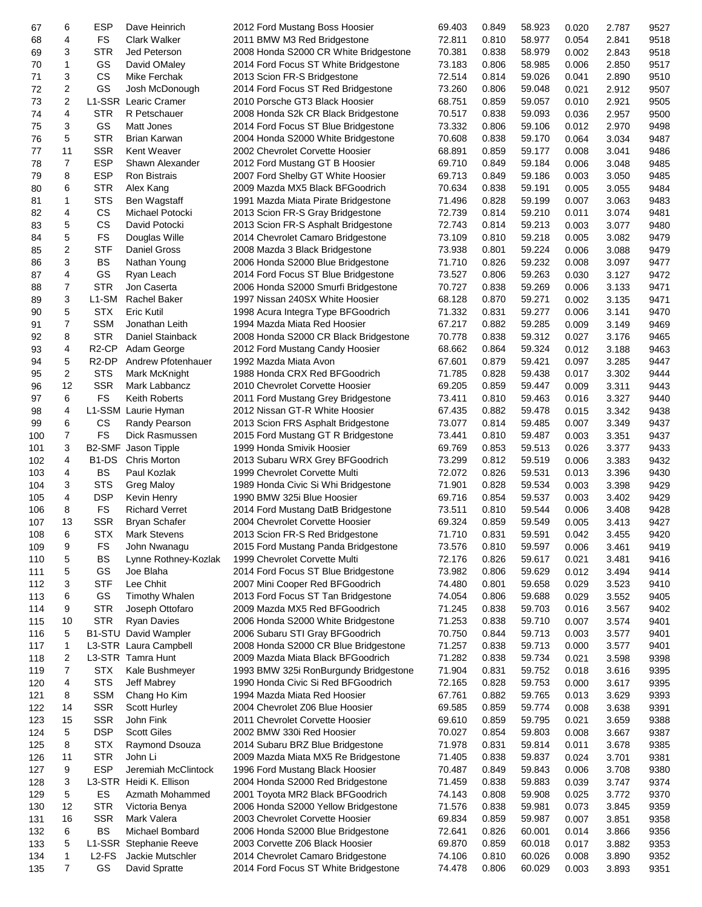| | | | | | | | | | | |
|---|---|---|---|---|---|---|---|---|---|---|
| 67 | 6 | ESP | Dave Heinrich | 2012 Ford Mustang Boss Hoosier | 69.403 | 0.849 | 58.923 | 0.020 | 2.787 | 9527 |
| 68 | 4 | FS | Clark Walker | 2011 BMW M3 Red Bridgestone | 72.811 | 0.810 | 58.977 | 0.054 | 2.841 | 9518 |
| 69 | 3 | STR | Jed Peterson | 2008 Honda S2000 CR White Bridgestone | 70.381 | 0.838 | 58.979 | 0.002 | 2.843 | 9518 |
| 70 | 1 | GS | David OMaley | 2014 Ford Focus ST White Bridgestone | 73.183 | 0.806 | 58.985 | 0.006 | 2.850 | 9517 |
| 71 | 3 | CS | Mike Ferchak | 2013 Scion FR-S Bridgestone | 72.514 | 0.814 | 59.026 | 0.041 | 2.890 | 9510 |
| 72 | 2 | GS | Josh McDonough | 2014 Ford Focus ST Red Bridgestone | 73.260 | 0.806 | 59.048 | 0.021 | 2.912 | 9507 |
| 73 | 2 | L1-SSR | Learic Cramer | 2010 Porsche GT3 Black Hoosier | 68.751 | 0.859 | 59.057 | 0.010 | 2.921 | 9505 |
| 74 | 4 | STR | R Petschauer | 2008 Honda S2k CR Black Bridgestone | 70.517 | 0.838 | 59.093 | 0.036 | 2.957 | 9500 |
| 75 | 3 | GS | Matt Jones | 2014 Ford Focus ST Blue Bridgestone | 73.332 | 0.806 | 59.106 | 0.012 | 2.970 | 9498 |
| 76 | 5 | STR | Brian Karwan | 2004 Honda S2000 White Bridgestone | 70.608 | 0.838 | 59.170 | 0.064 | 3.034 | 9487 |
| 77 | 11 | SSR | Kent Weaver | 2002 Chevrolet Corvette Hoosier | 68.891 | 0.859 | 59.177 | 0.008 | 3.041 | 9486 |
| 78 | 7 | ESP | Shawn Alexander | 2012 Ford Mustang GT B Hoosier | 69.710 | 0.849 | 59.184 | 0.006 | 3.048 | 9485 |
| 79 | 8 | ESP | Ron Bistrais | 2007 Ford Shelby GT White Hoosier | 69.713 | 0.849 | 59.186 | 0.003 | 3.050 | 9485 |
| 80 | 6 | STR | Alex Kang | 2009 Mazda MX5 Black BFGoodrich | 70.634 | 0.838 | 59.191 | 0.005 | 3.055 | 9484 |
| 81 | 1 | STS | Ben Wagstaff | 1991 Mazda Miata Pirate Bridgestone | 71.496 | 0.828 | 59.199 | 0.007 | 3.063 | 9483 |
| 82 | 4 | CS | Michael Potocki | 2013 Scion FR-S Gray Bridgestone | 72.739 | 0.814 | 59.210 | 0.011 | 3.074 | 9481 |
| 83 | 5 | CS | David Potocki | 2013 Scion FR-S Asphalt Bridgestone | 72.743 | 0.814 | 59.213 | 0.003 | 3.077 | 9480 |
| 84 | 5 | FS | Douglas Wille | 2014 Chevrolet Camaro Bridgestone | 73.109 | 0.810 | 59.218 | 0.005 | 3.082 | 9479 |
| 85 | 2 | STF | Daniel Gross | 2008 Mazda 3 Black Bridgestone | 73.938 | 0.801 | 59.224 | 0.006 | 3.088 | 9479 |
| 86 | 3 | BS | Nathan Young | 2006 Honda S2000 Blue Bridgestone | 71.710 | 0.826 | 59.232 | 0.008 | 3.097 | 9477 |
| 87 | 4 | GS | Ryan Leach | 2014 Ford Focus ST Blue Bridgestone | 73.527 | 0.806 | 59.263 | 0.030 | 3.127 | 9472 |
| 88 | 7 | STR | Jon Caserta | 2006 Honda S2000 Smurfi Bridgestone | 70.727 | 0.838 | 59.269 | 0.006 | 3.133 | 9471 |
| 89 | 3 | L1-SM | Rachel Baker | 1997 Nissan 240SX White Hoosier | 68.128 | 0.870 | 59.271 | 0.002 | 3.135 | 9471 |
| 90 | 5 | STX | Eric Kutil | 1998 Acura Integra Type BFGoodrich | 71.332 | 0.831 | 59.277 | 0.006 | 3.141 | 9470 |
| 91 | 7 | SSM | Jonathan Leith | 1994 Mazda Miata Red Hoosier | 67.217 | 0.882 | 59.285 | 0.009 | 3.149 | 9469 |
| 92 | 8 | STR | Daniel Stainback | 2008 Honda S2000 CR Black Bridgestone | 70.778 | 0.838 | 59.312 | 0.027 | 3.176 | 9465 |
| 93 | 4 | R2-CP | Adam George | 2012 Ford Mustang Candy Hoosier | 68.662 | 0.864 | 59.324 | 0.012 | 3.188 | 9463 |
| 94 | 5 | R2-DP | Andrew Pfotenhauer | 1992 Mazda Miata Avon | 67.601 | 0.879 | 59.421 | 0.097 | 3.285 | 9447 |
| 95 | 2 | STS | Mark McKnight | 1988 Honda CRX Red BFGoodrich | 71.785 | 0.828 | 59.438 | 0.017 | 3.302 | 9444 |
| 96 | 12 | SSR | Mark Labbancz | 2010 Chevrolet Corvette Hoosier | 69.205 | 0.859 | 59.447 | 0.009 | 3.311 | 9443 |
| 97 | 6 | FS | Keith Roberts | 2011 Ford Mustang Grey Bridgestone | 73.411 | 0.810 | 59.463 | 0.016 | 3.327 | 9440 |
| 98 | 4 | L1-SSM | Laurie Hyman | 2012 Nissan GT-R White Hoosier | 67.435 | 0.882 | 59.478 | 0.015 | 3.342 | 9438 |
| 99 | 6 | CS | Randy Pearson | 2013 Scion FRS Asphalt Bridgestone | 73.077 | 0.814 | 59.485 | 0.007 | 3.349 | 9437 |
| 100 | 7 | FS | Dick Rasmussen | 2015 Ford Mustang GT R Bridgestone | 73.441 | 0.810 | 59.487 | 0.003 | 3.351 | 9437 |
| 101 | 3 | B2-SMF | Jason Tipple | 1999 Honda Smivik Hoosier | 69.769 | 0.853 | 59.513 | 0.026 | 3.377 | 9433 |
| 102 | 4 | B1-DS | Chris Morton | 2013 Subaru WRX Grey BFGoodrich | 73.299 | 0.812 | 59.519 | 0.006 | 3.383 | 9432 |
| 103 | 4 | BS | Paul Kozlak | 1999 Chevrolet Corvette Multi | 72.072 | 0.826 | 59.531 | 0.013 | 3.396 | 9430 |
| 104 | 3 | STS | Greg Maloy | 1989 Honda Civic Si Whi Bridgestone | 71.901 | 0.828 | 59.534 | 0.003 | 3.398 | 9429 |
| 105 | 4 | DSP | Kevin Henry | 1990 BMW 325i Blue Hoosier | 69.716 | 0.854 | 59.537 | 0.003 | 3.402 | 9429 |
| 106 | 8 | FS | Richard Verret | 2014 Ford Mustang DatB Bridgestone | 73.511 | 0.810 | 59.544 | 0.006 | 3.408 | 9428 |
| 107 | 13 | SSR | Bryan Schafer | 2004 Chevrolet Corvette Hoosier | 69.324 | 0.859 | 59.549 | 0.005 | 3.413 | 9427 |
| 108 | 6 | STX | Mark Stevens | 2013 Scion FR-S Red Bridgestone | 71.710 | 0.831 | 59.591 | 0.042 | 3.455 | 9420 |
| 109 | 9 | FS | John Nwanagu | 2015 Ford Mustang Panda Bridgestone | 73.576 | 0.810 | 59.597 | 0.006 | 3.461 | 9419 |
| 110 | 5 | BS | Lynne Rothney-Kozlak | 1999 Chevrolet Corvette Multi | 72.176 | 0.826 | 59.617 | 0.021 | 3.481 | 9416 |
| 111 | 5 | GS | Joe Blaha | 2014 Ford Focus ST Blue Bridgestone | 73.982 | 0.806 | 59.629 | 0.012 | 3.494 | 9414 |
| 112 | 3 | STF | Lee Chhit | 2007 Mini Cooper Red BFGoodrich | 74.480 | 0.801 | 59.658 | 0.029 | 3.523 | 9410 |
| 113 | 6 | GS | Timothy Whalen | 2013 Ford Focus ST Tan Bridgestone | 74.054 | 0.806 | 59.688 | 0.029 | 3.552 | 9405 |
| 114 | 9 | STR | Joseph Ottofaro | 2009 Mazda MX5 Red BFGoodrich | 71.245 | 0.838 | 59.703 | 0.016 | 3.567 | 9402 |
| 115 | 10 | STR | Ryan Davies | 2006 Honda S2000 White Bridgestone | 71.253 | 0.838 | 59.710 | 0.007 | 3.574 | 9401 |
| 116 | 5 | B1-STU | David Wampler | 2006 Subaru STI Gray BFGoodrich | 70.750 | 0.844 | 59.713 | 0.003 | 3.577 | 9401 |
| 117 | 1 | L3-STR | Laura Campbell | 2008 Honda S2000 CR Blue Bridgestone | 71.257 | 0.838 | 59.713 | 0.000 | 3.577 | 9401 |
| 118 | 2 | L3-STR | Tamra Hunt | 2009 Mazda Miata Black BFGoodrich | 71.282 | 0.838 | 59.734 | 0.021 | 3.598 | 9398 |
| 119 | 7 | STX | Kale Bushmeyer | 1993 BMW 325i RonBurgundy Bridgestone | 71.904 | 0.831 | 59.752 | 0.018 | 3.616 | 9395 |
| 120 | 4 | STS | Jeff Mabrey | 1990 Honda Civic Si Red BFGoodrich | 72.165 | 0.828 | 59.753 | 0.000 | 3.617 | 9395 |
| 121 | 8 | SSM | Chang Ho Kim | 1994 Mazda Miata Red Hoosier | 67.761 | 0.882 | 59.765 | 0.013 | 3.629 | 9393 |
| 122 | 14 | SSR | Scott Hurley | 2004 Chevrolet Z06 Blue Hoosier | 69.585 | 0.859 | 59.774 | 0.008 | 3.638 | 9391 |
| 123 | 15 | SSR | John Fink | 2011 Chevrolet Corvette Hoosier | 69.610 | 0.859 | 59.795 | 0.021 | 3.659 | 9388 |
| 124 | 5 | DSP | Scott Giles | 2002 BMW 330i Red Hoosier | 70.027 | 0.854 | 59.803 | 0.008 | 3.667 | 9387 |
| 125 | 8 | STX | Raymond Dsouza | 2014 Subaru BRZ Blue Bridgestone | 71.978 | 0.831 | 59.814 | 0.011 | 3.678 | 9385 |
| 126 | 11 | STR | John Li | 2009 Mazda Miata MX5 Re Bridgestone | 71.405 | 0.838 | 59.837 | 0.024 | 3.701 | 9381 |
| 127 | 9 | ESP | Jeremiah McClintock | 1996 Ford Mustang Black Hoosier | 70.487 | 0.849 | 59.843 | 0.006 | 3.708 | 9380 |
| 128 | 3 | L3-STR | Heidi K. Ellison | 2004 Honda S2000 Red Bridgestone | 71.459 | 0.838 | 59.883 | 0.039 | 3.747 | 9374 |
| 129 | 5 | ES | Azmath Mohammed | 2001 Toyota MR2 Black BFGoodrich | 74.143 | 0.808 | 59.908 | 0.025 | 3.772 | 9370 |
| 130 | 12 | STR | Victoria Benya | 2006 Honda S2000 Yellow Bridgestone | 71.576 | 0.838 | 59.981 | 0.073 | 3.845 | 9359 |
| 131 | 16 | SSR | Mark Valera | 2003 Chevrolet Corvette Hoosier | 69.834 | 0.859 | 59.987 | 0.007 | 3.851 | 9358 |
| 132 | 6 | BS | Michael Bombard | 2006 Honda S2000 Blue Bridgestone | 72.641 | 0.826 | 60.001 | 0.014 | 3.866 | 9356 |
| 133 | 5 | L1-SSR | Stephanie Reeve | 2003 Corvette Z06 Black Hoosier | 69.870 | 0.859 | 60.018 | 0.017 | 3.882 | 9353 |
| 134 | 1 | L2-FS | Jackie Mutschler | 2014 Chevrolet Camaro Bridgestone | 74.106 | 0.810 | 60.026 | 0.008 | 3.890 | 9352 |
| 135 | 7 | GS | David Spratte | 2014 Ford Focus ST White Bridgestone | 74.478 | 0.806 | 60.029 | 0.003 | 3.893 | 9351 |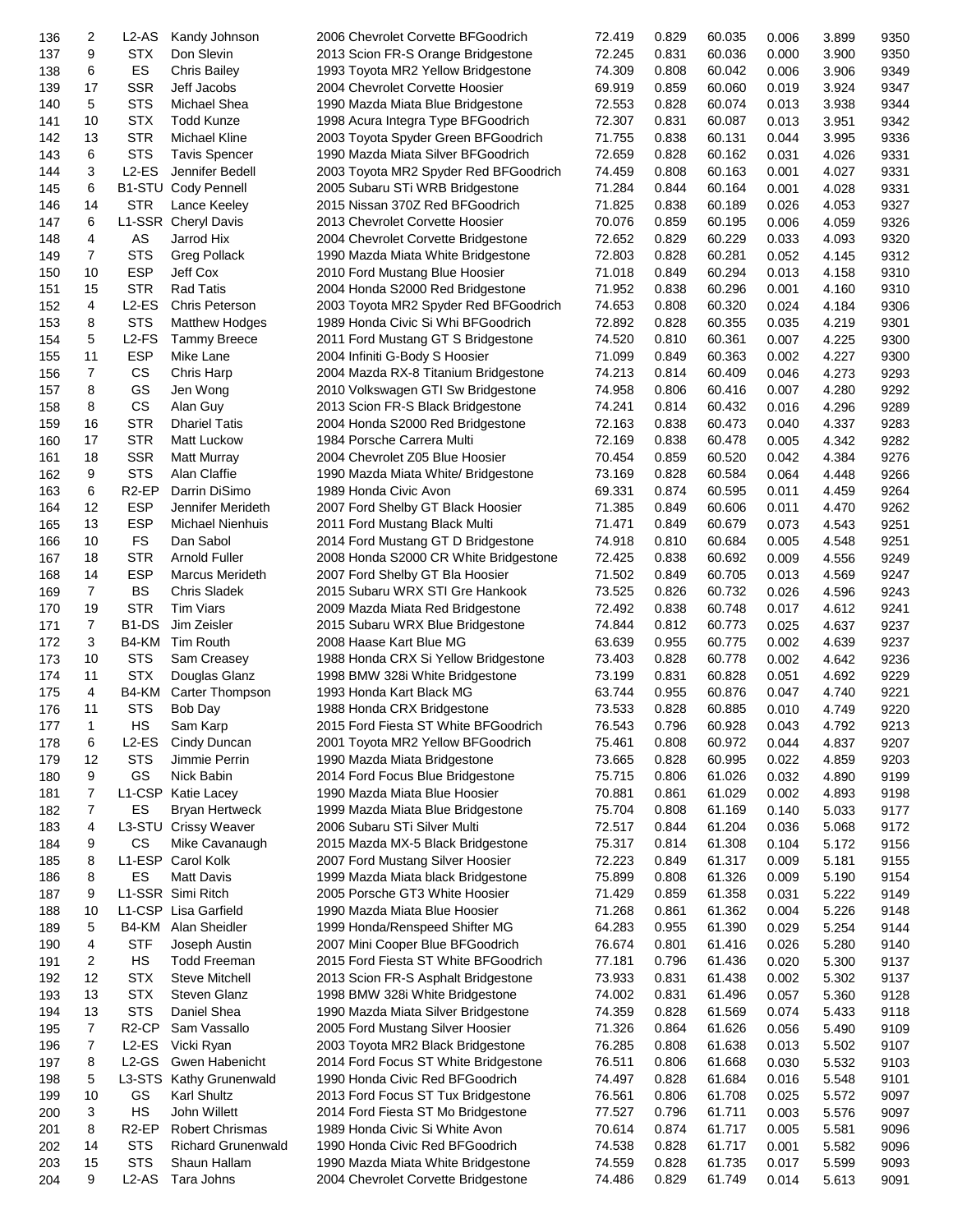| | | | | | | | | | | |
|---|---|---|---|---|---|---|---|---|---|---|
| 136 | 2 | L2-AS | Kandy Johnson | 2006 Chevrolet Corvette BFGoodrich | 72.419 | 0.829 | 60.035 | 0.006 | 3.899 | 9350 |
| 137 | 9 | STX | Don Slevin | 2013 Scion FR-S Orange Bridgestone | 72.245 | 0.831 | 60.036 | 0.000 | 3.900 | 9350 |
| 138 | 6 | ES | Chris Bailey | 1993 Toyota MR2 Yellow Bridgestone | 74.309 | 0.808 | 60.042 | 0.006 | 3.906 | 9349 |
| 139 | 17 | SSR | Jeff Jacobs | 2004 Chevrolet Corvette Hoosier | 69.919 | 0.859 | 60.060 | 0.019 | 3.924 | 9347 |
| 140 | 5 | STS | Michael Shea | 1990 Mazda Miata Blue Bridgestone | 72.553 | 0.828 | 60.074 | 0.013 | 3.938 | 9344 |
| 141 | 10 | STX | Todd Kunze | 1998 Acura Integra Type BFGoodrich | 72.307 | 0.831 | 60.087 | 0.013 | 3.951 | 9342 |
| 142 | 13 | STR | Michael Kline | 2003 Toyota Spyder Green BFGoodrich | 71.755 | 0.838 | 60.131 | 0.044 | 3.995 | 9336 |
| 143 | 6 | STS | Tavis Spencer | 1990 Mazda Miata Silver BFGoodrich | 72.659 | 0.828 | 60.162 | 0.031 | 4.026 | 9331 |
| 144 | 3 | L2-ES | Jennifer Bedell | 2003 Toyota MR2 Spyder Red BFGoodrich | 74.459 | 0.808 | 60.163 | 0.001 | 4.027 | 9331 |
| 145 | 6 | B1-STU | Cody Pennell | 2005 Subaru STi WRB Bridgestone | 71.284 | 0.844 | 60.164 | 0.001 | 4.028 | 9331 |
| 146 | 14 | STR | Lance Keeley | 2015 Nissan 370Z Red BFGoodrich | 71.825 | 0.838 | 60.189 | 0.026 | 4.053 | 9327 |
| 147 | 6 | L1-SSR | Cheryl Davis | 2013 Chevrolet Corvette Hoosier | 70.076 | 0.859 | 60.195 | 0.006 | 4.059 | 9326 |
| 148 | 4 | AS | Jarrod Hix | 2004 Chevrolet Corvette Bridgestone | 72.652 | 0.829 | 60.229 | 0.033 | 4.093 | 9320 |
| 149 | 7 | STS | Greg Pollack | 1990 Mazda Miata White Bridgestone | 72.803 | 0.828 | 60.281 | 0.052 | 4.145 | 9312 |
| 150 | 10 | ESP | Jeff Cox | 2010 Ford Mustang Blue Hoosier | 71.018 | 0.849 | 60.294 | 0.013 | 4.158 | 9310 |
| 151 | 15 | STR | Rad Tatis | 2004 Honda S2000 Red Bridgestone | 71.952 | 0.838 | 60.296 | 0.001 | 4.160 | 9310 |
| 152 | 4 | L2-ES | Chris Peterson | 2003 Toyota MR2 Spyder Red BFGoodrich | 74.653 | 0.808 | 60.320 | 0.024 | 4.184 | 9306 |
| 153 | 8 | STS | Matthew Hodges | 1989 Honda Civic Si Whi BFGoodrich | 72.892 | 0.828 | 60.355 | 0.035 | 4.219 | 9301 |
| 154 | 5 | L2-FS | Tammy Breece | 2011 Ford Mustang GT S Bridgestone | 74.520 | 0.810 | 60.361 | 0.007 | 4.225 | 9300 |
| 155 | 11 | ESP | Mike Lane | 2004 Infiniti G-Body S Hoosier | 71.099 | 0.849 | 60.363 | 0.002 | 4.227 | 9300 |
| 156 | 7 | CS | Chris Harp | 2004 Mazda RX-8 Titanium Bridgestone | 74.213 | 0.814 | 60.409 | 0.046 | 4.273 | 9293 |
| 157 | 8 | GS | Jen Wong | 2010 Volkswagen GTI Sw Bridgestone | 74.958 | 0.806 | 60.416 | 0.007 | 4.280 | 9292 |
| 158 | 8 | CS | Alan Guy | 2013 Scion FR-S Black Bridgestone | 74.241 | 0.814 | 60.432 | 0.016 | 4.296 | 9289 |
| 159 | 16 | STR | Dhariel Tatis | 2004 Honda S2000 Red Bridgestone | 72.163 | 0.838 | 60.473 | 0.040 | 4.337 | 9283 |
| 160 | 17 | STR | Matt Luckow | 1984 Porsche Carrera Multi | 72.169 | 0.838 | 60.478 | 0.005 | 4.342 | 9282 |
| 161 | 18 | SSR | Matt Murray | 2004 Chevrolet Z05 Blue Hoosier | 70.454 | 0.859 | 60.520 | 0.042 | 4.384 | 9276 |
| 162 | 9 | STS | Alan Claffie | 1990 Mazda Miata White/ Bridgestone | 73.169 | 0.828 | 60.584 | 0.064 | 4.448 | 9266 |
| 163 | 6 | R2-EP | Darrin DiSimo | 1989 Honda Civic Avon | 69.331 | 0.874 | 60.595 | 0.011 | 4.459 | 9264 |
| 164 | 12 | ESP | Jennifer Merideth | 2007 Ford Shelby GT Black Hoosier | 71.385 | 0.849 | 60.606 | 0.011 | 4.470 | 9262 |
| 165 | 13 | ESP | Michael Nienhuis | 2011 Ford Mustang Black Multi | 71.471 | 0.849 | 60.679 | 0.073 | 4.543 | 9251 |
| 166 | 10 | FS | Dan Sabol | 2014 Ford Mustang GT D Bridgestone | 74.918 | 0.810 | 60.684 | 0.005 | 4.548 | 9251 |
| 167 | 18 | STR | Arnold Fuller | 2008 Honda S2000 CR White Bridgestone | 72.425 | 0.838 | 60.692 | 0.009 | 4.556 | 9249 |
| 168 | 14 | ESP | Marcus Merideth | 2007 Ford Shelby GT Bla Hoosier | 71.502 | 0.849 | 60.705 | 0.013 | 4.569 | 9247 |
| 169 | 7 | BS | Chris Sladek | 2015 Subaru WRX STI Gre Hankook | 73.525 | 0.826 | 60.732 | 0.026 | 4.596 | 9243 |
| 170 | 19 | STR | Tim Viars | 2009 Mazda Miata Red Bridgestone | 72.492 | 0.838 | 60.748 | 0.017 | 4.612 | 9241 |
| 171 | 7 | B1-DS | Jim Zeisler | 2015 Subaru WRX Blue Bridgestone | 74.844 | 0.812 | 60.773 | 0.025 | 4.637 | 9237 |
| 172 | 3 | B4-KM | Tim Routh | 2008 Haase Kart Blue MG | 63.639 | 0.955 | 60.775 | 0.002 | 4.639 | 9237 |
| 173 | 10 | STS | Sam Creasey | 1988 Honda CRX Si Yellow Bridgestone | 73.403 | 0.828 | 60.778 | 0.002 | 4.642 | 9236 |
| 174 | 11 | STX | Douglas Glanz | 1998 BMW 328i White Bridgestone | 73.199 | 0.831 | 60.828 | 0.051 | 4.692 | 9229 |
| 175 | 4 | B4-KM | Carter Thompson | 1993 Honda Kart Black MG | 63.744 | 0.955 | 60.876 | 0.047 | 4.740 | 9221 |
| 176 | 11 | STS | Bob Day | 1988 Honda CRX Bridgestone | 73.533 | 0.828 | 60.885 | 0.010 | 4.749 | 9220 |
| 177 | 1 | HS | Sam Karp | 2015 Ford Fiesta ST White BFGoodrich | 76.543 | 0.796 | 60.928 | 0.043 | 4.792 | 9213 |
| 178 | 6 | L2-ES | Cindy Duncan | 2001 Toyota MR2 Yellow BFGoodrich | 75.461 | 0.808 | 60.972 | 0.044 | 4.837 | 9207 |
| 179 | 12 | STS | Jimmie Perrin | 1990 Mazda Miata Bridgestone | 73.665 | 0.828 | 60.995 | 0.022 | 4.859 | 9203 |
| 180 | 9 | GS | Nick Babin | 2014 Ford Focus Blue Bridgestone | 75.715 | 0.806 | 61.026 | 0.032 | 4.890 | 9199 |
| 181 | 7 | L1-CSP | Katie Lacey | 1990 Mazda Miata Blue Hoosier | 70.881 | 0.861 | 61.029 | 0.002 | 4.893 | 9198 |
| 182 | 7 | ES | Bryan Hertweck | 1999 Mazda Miata Blue Bridgestone | 75.704 | 0.808 | 61.169 | 0.140 | 5.033 | 9177 |
| 183 | 4 | L3-STU | Crissy Weaver | 2006 Subaru STi Silver Multi | 72.517 | 0.844 | 61.204 | 0.036 | 5.068 | 9172 |
| 184 | 9 | CS | Mike Cavanaugh | 2015 Mazda MX-5 Black Bridgestone | 75.317 | 0.814 | 61.308 | 0.104 | 5.172 | 9156 |
| 185 | 8 | L1-ESP | Carol Kolk | 2007 Ford Mustang Silver Hoosier | 72.223 | 0.849 | 61.317 | 0.009 | 5.181 | 9155 |
| 186 | 8 | ES | Matt Davis | 1999 Mazda Miata black Bridgestone | 75.899 | 0.808 | 61.326 | 0.009 | 5.190 | 9154 |
| 187 | 9 | L1-SSR | Simi Ritch | 2005 Porsche GT3 White Hoosier | 71.429 | 0.859 | 61.358 | 0.031 | 5.222 | 9149 |
| 188 | 10 | L1-CSP | Lisa Garfield | 1990 Mazda Miata Blue Hoosier | 71.268 | 0.861 | 61.362 | 0.004 | 5.226 | 9148 |
| 189 | 5 | B4-KM | Alan Sheidler | 1999 Honda/Renspeed Shifter MG | 64.283 | 0.955 | 61.390 | 0.029 | 5.254 | 9144 |
| 190 | 4 | STF | Joseph Austin | 2007 Mini Cooper Blue BFGoodrich | 76.674 | 0.801 | 61.416 | 0.026 | 5.280 | 9140 |
| 191 | 2 | HS | Todd Freeman | 2015 Ford Fiesta ST White BFGoodrich | 77.181 | 0.796 | 61.436 | 0.020 | 5.300 | 9137 |
| 192 | 12 | STX | Steve Mitchell | 2013 Scion FR-S Asphalt Bridgestone | 73.933 | 0.831 | 61.438 | 0.002 | 5.302 | 9137 |
| 193 | 13 | STX | Steven Glanz | 1998 BMW 328i White Bridgestone | 74.002 | 0.831 | 61.496 | 0.057 | 5.360 | 9128 |
| 194 | 13 | STS | Daniel Shea | 1990 Mazda Miata Silver Bridgestone | 74.359 | 0.828 | 61.569 | 0.074 | 5.433 | 9118 |
| 195 | 7 | R2-CP | Sam Vassallo | 2005 Ford Mustang Silver Hoosier | 71.326 | 0.864 | 61.626 | 0.056 | 5.490 | 9109 |
| 196 | 7 | L2-ES | Vicki Ryan | 2003 Toyota MR2 Black Bridgestone | 76.285 | 0.808 | 61.638 | 0.013 | 5.502 | 9107 |
| 197 | 8 | L2-GS | Gwen Habenicht | 2014 Ford Focus ST White Bridgestone | 76.511 | 0.806 | 61.668 | 0.030 | 5.532 | 9103 |
| 198 | 5 | L3-STS | Kathy Grunenwald | 1990 Honda Civic Red BFGoodrich | 74.497 | 0.828 | 61.684 | 0.016 | 5.548 | 9101 |
| 199 | 10 | GS | Karl Shultz | 2013 Ford Focus ST Tux Bridgestone | 76.561 | 0.806 | 61.708 | 0.025 | 5.572 | 9097 |
| 200 | 3 | HS | John Willett | 2014 Ford Fiesta ST Mo Bridgestone | 77.527 | 0.796 | 61.711 | 0.003 | 5.576 | 9097 |
| 201 | 8 | R2-EP | Robert Chrismas | 1989 Honda Civic Si White Avon | 70.614 | 0.874 | 61.717 | 0.005 | 5.581 | 9096 |
| 202 | 14 | STS | Richard Grunenwald | 1990 Honda Civic Red BFGoodrich | 74.538 | 0.828 | 61.717 | 0.001 | 5.582 | 9096 |
| 203 | 15 | STS | Shaun Hallam | 1990 Mazda Miata White Bridgestone | 74.559 | 0.828 | 61.735 | 0.017 | 5.599 | 9093 |
| 204 | 9 | L2-AS | Tara Johns | 2004 Chevrolet Corvette Bridgestone | 74.486 | 0.829 | 61.749 | 0.014 | 5.613 | 9091 |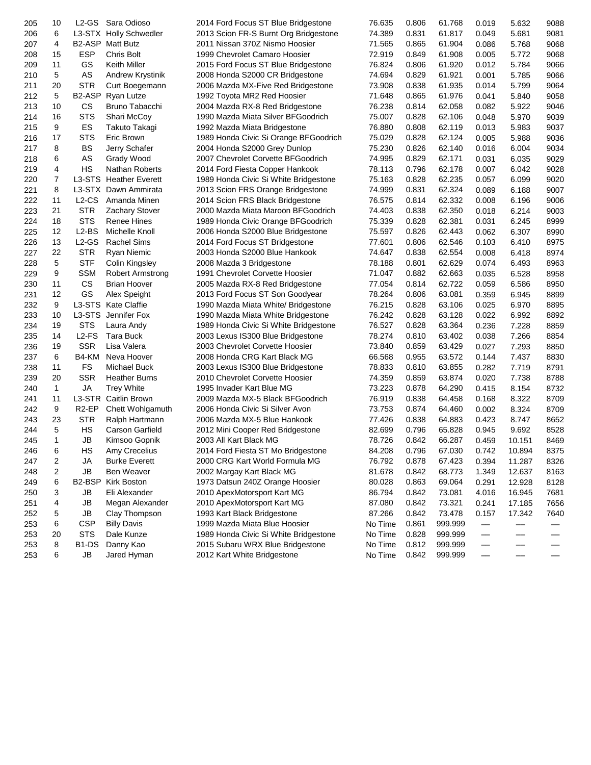| | | | | | | | | | | |
|---|---|---|---|---|---|---|---|---|---|---|
| 205 | 10 | L2-GS | Sara Odioso | 2014 Ford Focus ST Blue Bridgestone | 76.635 | 0.806 | 61.768 | 0.019 | 5.632 | 9088 |
| 206 | 6 | L3-STX | Holly Schwedler | 2013 Scion FR-S Burnt Org Bridgestone | 74.389 | 0.831 | 61.817 | 0.049 | 5.681 | 9081 |
| 207 | 4 | B2-ASP | Matt Butz | 2011 Nissan 370Z Nismo Hoosier | 71.565 | 0.865 | 61.904 | 0.086 | 5.768 | 9068 |
| 208 | 15 | ESP | Chris Bolt | 1999 Chevrolet Camaro Hoosier | 72.919 | 0.849 | 61.908 | 0.005 | 5.772 | 9068 |
| 209 | 11 | GS | Keith Miller | 2015 Ford Focus ST Blue Bridgestone | 76.824 | 0.806 | 61.920 | 0.012 | 5.784 | 9066 |
| 210 | 5 | AS | Andrew Krystinik | 2008 Honda S2000 CR Bridgestone | 74.694 | 0.829 | 61.921 | 0.001 | 5.785 | 9066 |
| 211 | 20 | STR | Curt Boegemann | 2006 Mazda MX-Five Red Bridgestone | 73.908 | 0.838 | 61.935 | 0.014 | 5.799 | 9064 |
| 212 | 5 | B2-ASP | Ryan Lutze | 1992 Toyota MR2 Red Hoosier | 71.648 | 0.865 | 61.976 | 0.041 | 5.840 | 9058 |
| 213 | 10 | CS | Bruno Tabacchi | 2004 Mazda RX-8 Red Bridgestone | 76.238 | 0.814 | 62.058 | 0.082 | 5.922 | 9046 |
| 214 | 16 | STS | Shari McCoy | 1990 Mazda Miata Silver BFGoodrich | 75.007 | 0.828 | 62.106 | 0.048 | 5.970 | 9039 |
| 215 | 9 | ES | Takuto Takagi | 1992 Mazda Miata Bridgestone | 76.880 | 0.808 | 62.119 | 0.013 | 5.983 | 9037 |
| 216 | 17 | STS | Eric Brown | 1989 Honda Civic Si Orange BFGoodrich | 75.029 | 0.828 | 62.124 | 0.005 | 5.988 | 9036 |
| 217 | 8 | BS | Jerry Schafer | 2004 Honda S2000 Grey Dunlop | 75.230 | 0.826 | 62.140 | 0.016 | 6.004 | 9034 |
| 218 | 6 | AS | Grady Wood | 2007 Chevrolet Corvette BFGoodrich | 74.995 | 0.829 | 62.171 | 0.031 | 6.035 | 9029 |
| 219 | 4 | HS | Nathan Roberts | 2014 Ford Fiesta Copper Hankook | 78.113 | 0.796 | 62.178 | 0.007 | 6.042 | 9028 |
| 220 | 7 | L3-STS | Heather Everett | 1989 Honda Civic Si White Bridgestone | 75.163 | 0.828 | 62.235 | 0.057 | 6.099 | 9020 |
| 221 | 8 | L3-STX | Dawn Ammirata | 2013 Scion FRS Orange Bridgestone | 74.999 | 0.831 | 62.324 | 0.089 | 6.188 | 9007 |
| 222 | 11 | L2-CS | Amanda Minen | 2014 Scion FRS Black Bridgestone | 76.575 | 0.814 | 62.332 | 0.008 | 6.196 | 9006 |
| 223 | 21 | STR | Zachary Stover | 2000 Mazda Miata Maroon BFGoodrich | 74.403 | 0.838 | 62.350 | 0.018 | 6.214 | 9003 |
| 224 | 18 | STS | Renee Hines | 1989 Honda Civic Orange BFGoodrich | 75.339 | 0.828 | 62.381 | 0.031 | 6.245 | 8999 |
| 225 | 12 | L2-BS | Michelle Knoll | 2006 Honda S2000 Blue Bridgestone | 75.597 | 0.826 | 62.443 | 0.062 | 6.307 | 8990 |
| 226 | 13 | L2-GS | Rachel Sims | 2014 Ford Focus ST Bridgestone | 77.601 | 0.806 | 62.546 | 0.103 | 6.410 | 8975 |
| 227 | 22 | STR | Ryan Niemic | 2003 Honda S2000 Blue Hankook | 74.647 | 0.838 | 62.554 | 0.008 | 6.418 | 8974 |
| 228 | 5 | STF | Colin Kingsley | 2008 Mazda 3 Bridgestone | 78.188 | 0.801 | 62.629 | 0.074 | 6.493 | 8963 |
| 229 | 9 | SSM | Robert Armstrong | 1991 Chevrolet Corvette Hoosier | 71.047 | 0.882 | 62.663 | 0.035 | 6.528 | 8958 |
| 230 | 11 | CS | Brian Hoover | 2005 Mazda RX-8 Red Bridgestone | 77.054 | 0.814 | 62.722 | 0.059 | 6.586 | 8950 |
| 231 | 12 | GS | Alex Speight | 2013 Ford Focus ST Son Goodyear | 78.264 | 0.806 | 63.081 | 0.359 | 6.945 | 8899 |
| 232 | 9 | L3-STS | Kate Claffie | 1990 Mazda Miata White/ Bridgestone | 76.215 | 0.828 | 63.106 | 0.025 | 6.970 | 8895 |
| 233 | 10 | L3-STS | Jennifer Fox | 1990 Mazda Miata White Bridgestone | 76.242 | 0.828 | 63.128 | 0.022 | 6.992 | 8892 |
| 234 | 19 | STS | Laura Andy | 1989 Honda Civic Si White Bridgestone | 76.527 | 0.828 | 63.364 | 0.236 | 7.228 | 8859 |
| 235 | 14 | L2-FS | Tara Buck | 2003 Lexus IS300 Blue Bridgestone | 78.274 | 0.810 | 63.402 | 0.038 | 7.266 | 8854 |
| 236 | 19 | SSR | Lisa Valera | 2003 Chevrolet Corvette Hoosier | 73.840 | 0.859 | 63.429 | 0.027 | 7.293 | 8850 |
| 237 | 6 | B4-KM | Neva Hoover | 2008 Honda CRG Kart Black MG | 66.568 | 0.955 | 63.572 | 0.144 | 7.437 | 8830 |
| 238 | 11 | FS | Michael Buck | 2003 Lexus IS300 Blue Bridgestone | 78.833 | 0.810 | 63.855 | 0.282 | 7.719 | 8791 |
| 239 | 20 | SSR | Heather Burns | 2010 Chevrolet Corvette Hoosier | 74.359 | 0.859 | 63.874 | 0.020 | 7.738 | 8788 |
| 240 | 1 | JA | Trey White | 1995 Invader Kart Blue MG | 73.223 | 0.878 | 64.290 | 0.415 | 8.154 | 8732 |
| 241 | 11 | L3-STR | Caitlin Brown | 2009 Mazda MX-5 Black BFGoodrich | 76.919 | 0.838 | 64.458 | 0.168 | 8.322 | 8709 |
| 242 | 9 | R2-EP | Chett Wohlgamuth | 2006 Honda Civic Si Silver Avon | 73.753 | 0.874 | 64.460 | 0.002 | 8.324 | 8709 |
| 243 | 23 | STR | Ralph Hartmann | 2006 Mazda MX-5 Blue Hankook | 77.426 | 0.838 | 64.883 | 0.423 | 8.747 | 8652 |
| 244 | 5 | HS | Carson Garfield | 2012 Mini Cooper Red Bridgestone | 82.699 | 0.796 | 65.828 | 0.945 | 9.692 | 8528 |
| 245 | 1 | JB | Kimsoo Gopnik | 2003 All Kart Black MG | 78.726 | 0.842 | 66.287 | 0.459 | 10.151 | 8469 |
| 246 | 6 | HS | Amy Crecelius | 2014 Ford Fiesta ST Mo Bridgestone | 84.208 | 0.796 | 67.030 | 0.742 | 10.894 | 8375 |
| 247 | 2 | JA | Burke Everett | 2000 CRG Kart World Formula MG | 76.792 | 0.878 | 67.423 | 0.394 | 11.287 | 8326 |
| 248 | 2 | JB | Ben Weaver | 2002 Margay Kart Black MG | 81.678 | 0.842 | 68.773 | 1.349 | 12.637 | 8163 |
| 249 | 6 | B2-BSP | Kirk Boston | 1973 Datsun 240Z Orange Hoosier | 80.028 | 0.863 | 69.064 | 0.291 | 12.928 | 8128 |
| 250 | 3 | JB | Eli Alexander | 2010 ApexMotorsport Kart MG | 86.794 | 0.842 | 73.081 | 4.016 | 16.945 | 7681 |
| 251 | 4 | JB | Megan Alexander | 2010 ApexMotorsport Kart MG | 87.080 | 0.842 | 73.321 | 0.241 | 17.185 | 7656 |
| 252 | 5 | JB | Clay Thompson | 1993 Kart Black Bridgestone | 87.266 | 0.842 | 73.478 | 0.157 | 17.342 | 7640 |
| 253 | 6 | CSP | Billy Davis | 1999 Mazda Miata Blue Hoosier | No Time | 0.861 | 999.999 | — | — | — |
| 253 | 20 | STS | Dale Kunze | 1989 Honda Civic Si White Bridgestone | No Time | 0.828 | 999.999 | — | — | — |
| 253 | 8 | B1-DS | Danny Kao | 2015 Subaru WRX Blue Bridgestone | No Time | 0.812 | 999.999 | — | — | — |
| 253 | 6 | JB | Jared Hyman | 2012 Kart White Bridgestone | No Time | 0.842 | 999.999 | — | — | — |